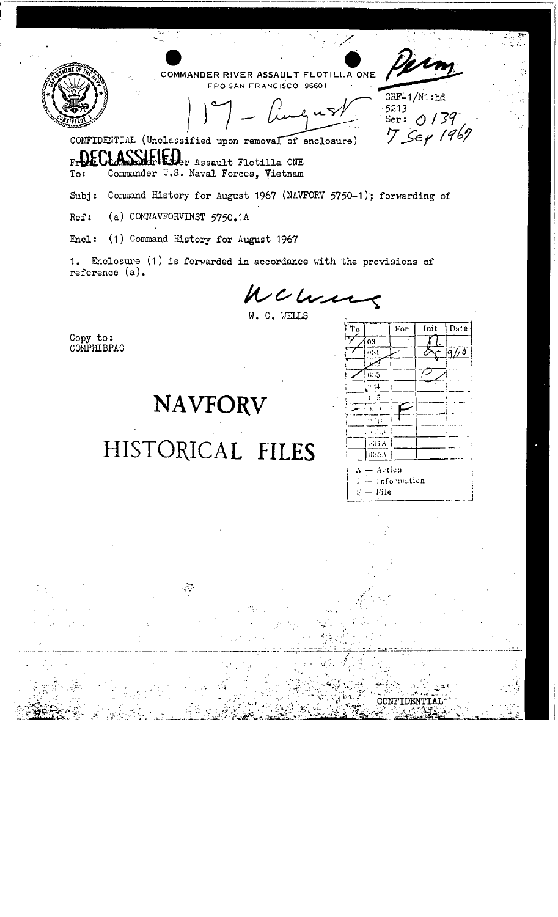COMMANDER RIVER ASSAULT FLOTILLA ONE
FPO SAN FRANCISCO 96601

17 – August

Perm

CRF-1/N1:hd
5213
Ser: 0139
7 Sep 1967

CONFIDENTIAL (Unclassified upon removal of enclosure)

DECLASSIFIED

From: Commander River Assault Flotilla ONE
To: Commander U.S. Naval Forces, Vietnam

Subj: Command History for August 1967 (NAVFORV 5750-1); forwarding of

Ref: (a) COMNAVFORVINST 5750.1A

Encl: (1) Command History for August 1967

1. Enclosure (1) is forwarded in accordance with the provisions of reference (a).

W. C. WELLS

Copy to:
COMPHIBPAC

# NAVFORV

# HISTORICAL FILES

| To | | For | Init | Date |
|---|---|---|---|---|
| ✓ | 03 | | | |
| ✓ | 031 | | | 9/10 |
| ✓ | 2 | | | |
| | 033 | | | |
| | 034 | | | |
| | 5 | | | |
| ✓ | 5A | F | | |
| | | | | |
| | 03A | | | |
| | 034A | | | |
| | 035A | | | |

A — Action
I — Information
F — File

CONFIDENTIAL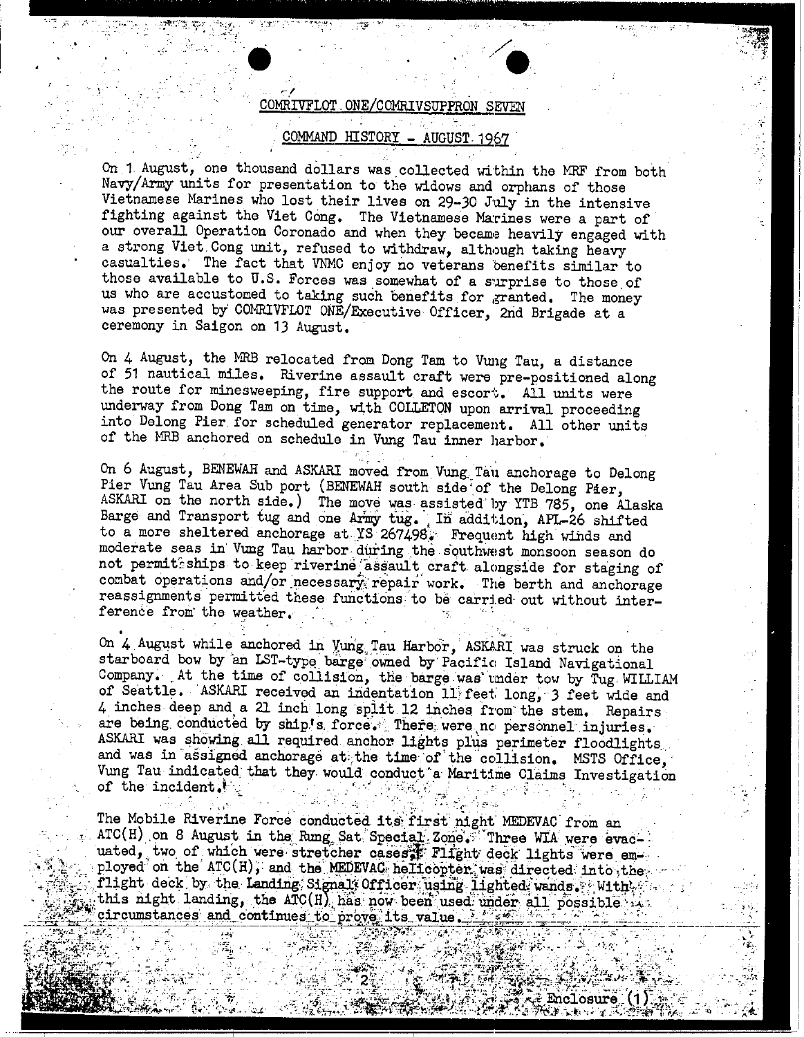COMRIVFLOT ONE/COMRIVSUPPRON SEVEN

COMMAND HISTORY - AUGUST 1967

On 1 August, one thousand dollars was collected within the MRF from both Navy/Army units for presentation to the widows and orphans of those Vietnamese Marines who lost their lives on 29-30 July in the intensive fighting against the Viet Cong. The Vietnamese Marines were a part of our overall Operation Coronado and when they became heavily engaged with a strong Viet Cong unit, refused to withdraw, although taking heavy casualties. The fact that VNMC enjoy no veterans benefits similar to those available to U.S. Forces was somewhat of a surprise to those of us who are accustomed to taking such benefits for granted. The money was presented by COMRIVFLOT ONE/Executive Officer, 2nd Brigade at a ceremony in Saigon on 13 August.

On 4 August, the MRB relocated from Dong Tam to Vung Tau, a distance of 51 nautical miles. Riverine assault craft were pre-positioned along the route for minesweeping, fire support and escort. All units were underway from Dong Tam on time, with COLLETON upon arrival proceeding into Delong Pier for scheduled generator replacement. All other units of the MRB anchored on schedule in Vung Tau inner harbor.

On 6 August, BENEWAH and ASKARI moved from Vung Tau anchorage to Delong Pier Vung Tau Area Sub port (BENEWAH south side of the Delong Pier, ASKARI on the north side.) The move was assisted by YTB 785, one Alaska Barge and Transport tug and one Army tug. In addition, APL-26 shifted to a more sheltered anchorage at YS 267498. Frequent high winds and moderate seas in Vung Tau harbor during the southwest monsoon season do not permit ships to keep riverine assault craft alongside for staging of combat operations and/or necessary repair work. The berth and anchorage reassignments permitted these functions to be carried out without interference from the weather.

On 4 August while anchored in Vung Tau Harbor, ASKARI was struck on the starboard bow by an LST-type barge owned by Pacific Island Navigational Company. At the time of collision, the barge was under tow by Tug WILLIAM of Seattle. ASKARI received an indentation 11 feet long, 3 feet wide and 4 inches deep and a 21 inch long split 12 inches from the stem. Repairs are being conducted by ship's force. There were no personnel injuries. ASKARI was showing all required anchor lights plus perimeter floodlights and was in assigned anchorage at the time of the collision. MSTS Office, Vung Tau indicated that they would conduct a Maritime Claims Investigation of the incident.

The Mobile Riverine Force conducted its first night MEDEVAC from an ATC(H) on 8 August in the Rung Sat Special Zone. Three WIA were evacuated, two of which were stretcher cases. Flight deck lights were employed on the ATC(H), and the MEDEVAC helicopter was directed into the flight deck by the Landing Signal Officer using lighted wands. With this night landing, the ATC(H) has now been used under all possible circumstances and continues to prove its value.

Enclosure (1)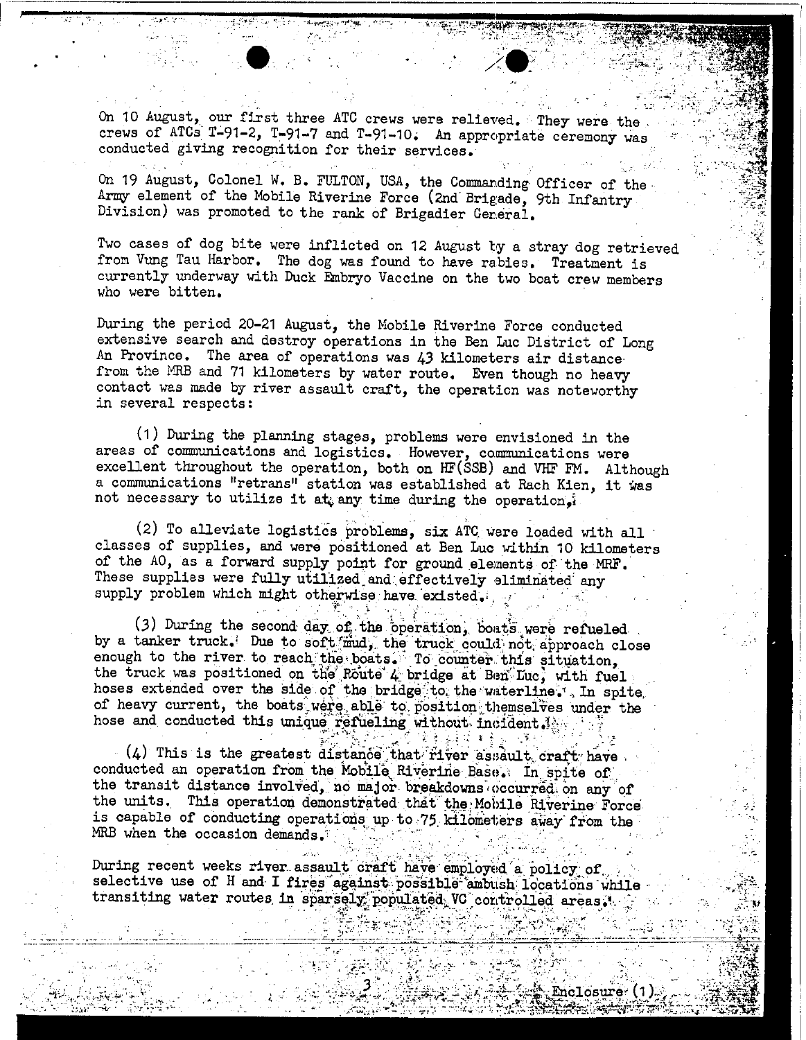On 10 August, our first three ATC crews were relieved. They were the crews of ATCs T-91-2, T-91-7 and T-91-10. An appropriate ceremony was conducted giving recognition for their services.

On 19 August, Colonel W. B. FULTON, USA, the Commanding Officer of the Army element of the Mobile Riverine Force (2nd Brigade, 9th Infantry Division) was promoted to the rank of Brigadier General.

Two cases of dog bite were inflicted on 12 August by a stray dog retrieved from Vung Tau Harbor. The dog was found to have rabies. Treatment is currently underway with Duck Embryo Vaccine on the two boat crew members who were bitten.

During the period 20-21 August, the Mobile Riverine Force conducted extensive search and destroy operations in the Ben Luc District of Long An Province. The area of operations was 43 kilometers air distance from the MRB and 71 kilometers by water route. Even though no heavy contact was made by river assault craft, the operation was noteworthy in several respects:

(1) During the planning stages, problems were envisioned in the areas of communications and logistics. However, communications were excellent throughout the operation, both on HF(SSB) and VHF FM. Although a communications "retrans" station was established at Rach Kien, it was not necessary to utilize it at any time during the operation.

(2) To alleviate logistics problems, six ATC were loaded with all classes of supplies, and were positioned at Ben Luc within 10 kilometers of the AO, as a forward supply point for ground elements of the MRF. These supplies were fully utilized and effectively eliminated any supply problem which might otherwise have existed.

(3) During the second day of the operation, boats were refueled by a tanker truck. Due to soft mud, the truck could not approach close enough to the river to reach the boats. To counter this situation, the truck was positioned on the Route 4 bridge at Ben Luc, with fuel hoses extended over the side of the bridge to the waterline. In spite of heavy current, the boats were able to position themselves under the hose and conducted this unique refueling without incident.

(4) This is the greatest distance that river assault craft have conducted an operation from the Mobile Riverine Base. In spite of the transit distance involved, no major breakdowns occurred on any of the units. This operation demonstrated that the Mobile Riverine Force is capable of conducting operations up to 75 kilometers away from the MRB when the occasion demands.

During recent weeks river assault craft have employed a policy of selective use of H and I fires against possible ambush locations while transiting water routes in sparsely populated VC controlled areas.

Enclosure (1)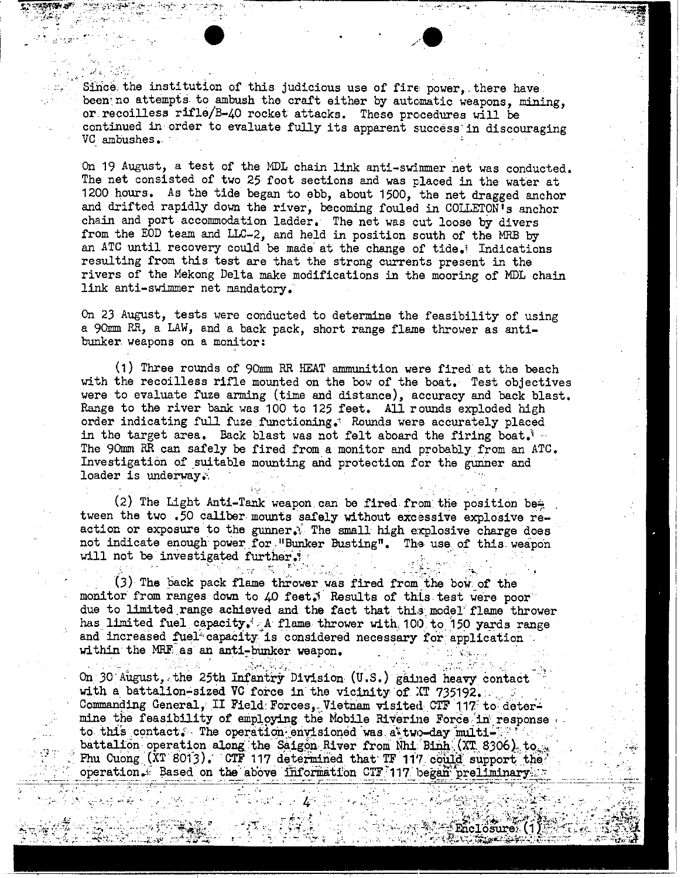Since the institution of this judicious use of fire power, there have been no attempts to ambush the craft either by automatic weapons, mining, or recoilless rifle/B-40 rocket attacks. These procedures will be continued in order to evaluate fully its apparent success in discouraging VC ambushes.

On 19 August, a test of the MDL chain link anti-swimmer net was conducted. The net consisted of two 25 foot sections and was placed in the water at 1200 hours. As the tide began to ebb, about 1500, the net dragged anchor and drifted rapidly down the river, becoming fouled in COLLETON's anchor chain and port accommodation ladder. The net was cut loose by divers from the EOD team and LLC-2, and held in position south of the MRB by an ATC until recovery could be made at the change of tide. Indications resulting from this test are that the strong currents present in the rivers of the Mekong Delta make modifications in the mooring of MDL chain link anti-swimmer net mandatory.

On 23 August, tests were conducted to determine the feasibility of using a 90mm RR, a LAW, and a back pack, short range flame thrower as anti-bunker weapons on a monitor:

(1) Three rounds of 90mm RR HEAT ammunition were fired at the beach with the recoilless rifle mounted on the bow of the boat. Test objectives were to evaluate fuze arming (time and distance), accuracy and back blast. Range to the river bank was 100 to 125 feet. All rounds exploded high order indicating full fuze functioning. Rounds were accurately placed in the target area. Back blast was not felt aboard the firing boat. The 90mm RR can safely be fired from a monitor and probably from an ATC. Investigation of suitable mounting and protection for the gunner and loader is underway.

(2) The Light Anti-Tank weapon can be fired from the position between the two .50 caliber mounts safely without excessive explosive reaction or exposure to the gunner. The small high explosive charge does not indicate enough power for "Bunker Busting". The use of this weapon will not be investigated further.

(3) The back pack flame thrower was fired from the bow of the monitor from ranges down to 40 feet. Results of this test were poor due to limited range achieved and the fact that this model flame thrower has limited fuel capacity. A flame thrower with 100 to 150 yards range and increased fuel capacity is considered necessary for application within the MRF as an anti-bunker weapon.

On 30 August, the 25th Infantry Division (U.S.) gained heavy contact with a battalion-sized VC force in the vicinity of XT 735192. Commanding General, II Field Forces, Vietnam visited CTF 117 to determine the feasibility of employing the Mobile Riverine Force in response to this contact. The operation envisioned was a two-day multi-battalion operation along the Saigon River from Nhi Binh (XT 8306) to Phu Cuong (XT 8013). CTF 117 determined that TF 117 could support the operation. Based on the above information CTF 117 began preliminary

Enclosure (1)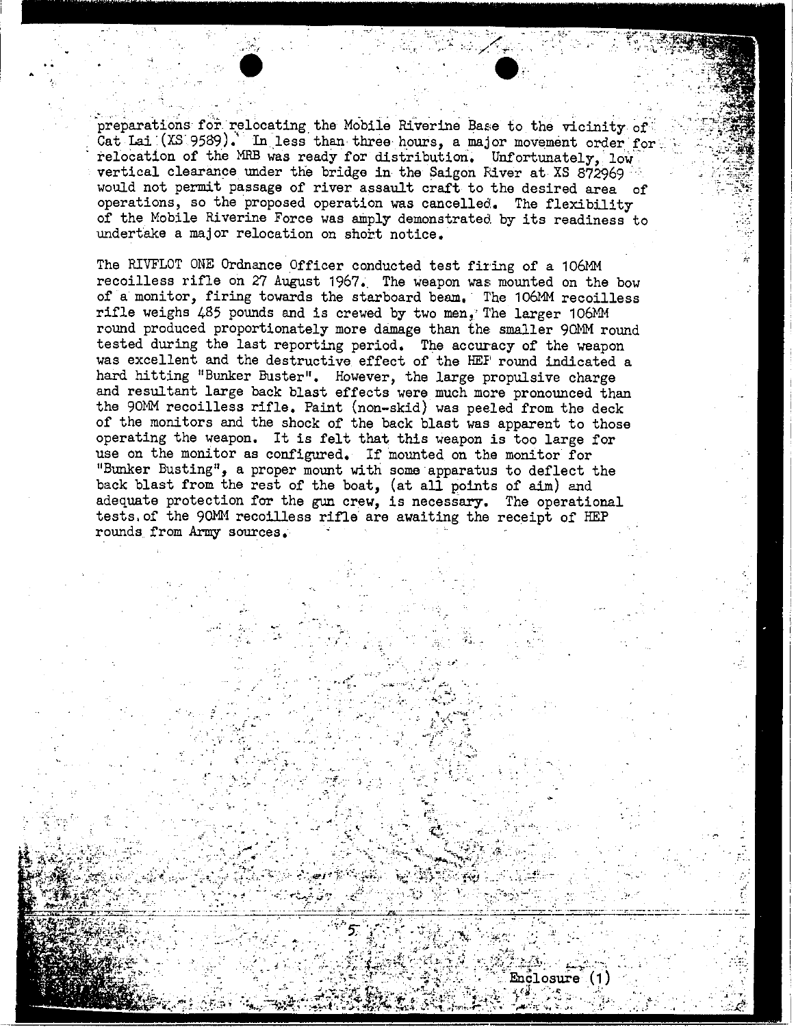preparations for relocating the Mobile Riverine Base to the vicinity of Cat Lai (XS 9589). In less than three hours, a major movement order for relocation of the MRB was ready for distribution. Unfortunately, low vertical clearance under the bridge in the Saigon River at XS 872969 would not permit passage of river assault craft to the desired area of operations, so the proposed operation was cancelled. The flexibility of the Mobile Riverine Force was amply demonstrated by its readiness to undertake a major relocation on short notice.

The RIVFLOT ONE Ordnance Officer conducted test firing of a 106MM recoilless rifle on 27 August 1967. The weapon was mounted on the bow of a monitor, firing towards the starboard beam. The 106MM recoilless rifle weighs 485 pounds and is crewed by two men. The larger 106MM round produced proportionately more damage than the smaller 90MM round tested during the last reporting period. The accuracy of the weapon was excellent and the destructive effect of the HEP round indicated a hard hitting "Bunker Buster". However, the large propulsive charge and resultant large back blast effects were much more pronounced than the 90MM recoilless rifle. Paint (non-skid) was peeled from the deck of the monitors and the shock of the back blast was apparent to those operating the weapon. It is felt that this weapon is too large for use on the monitor as configured. If mounted on the monitor for "Bunker Busting", a proper mount with some apparatus to deflect the back blast from the rest of the boat, (at all points of aim) and adequate protection for the gun crew, is necessary. The operational tests of the 90MM recoilless rifle are awaiting the receipt of HEP rounds from Army sources.

Enclosure (1)